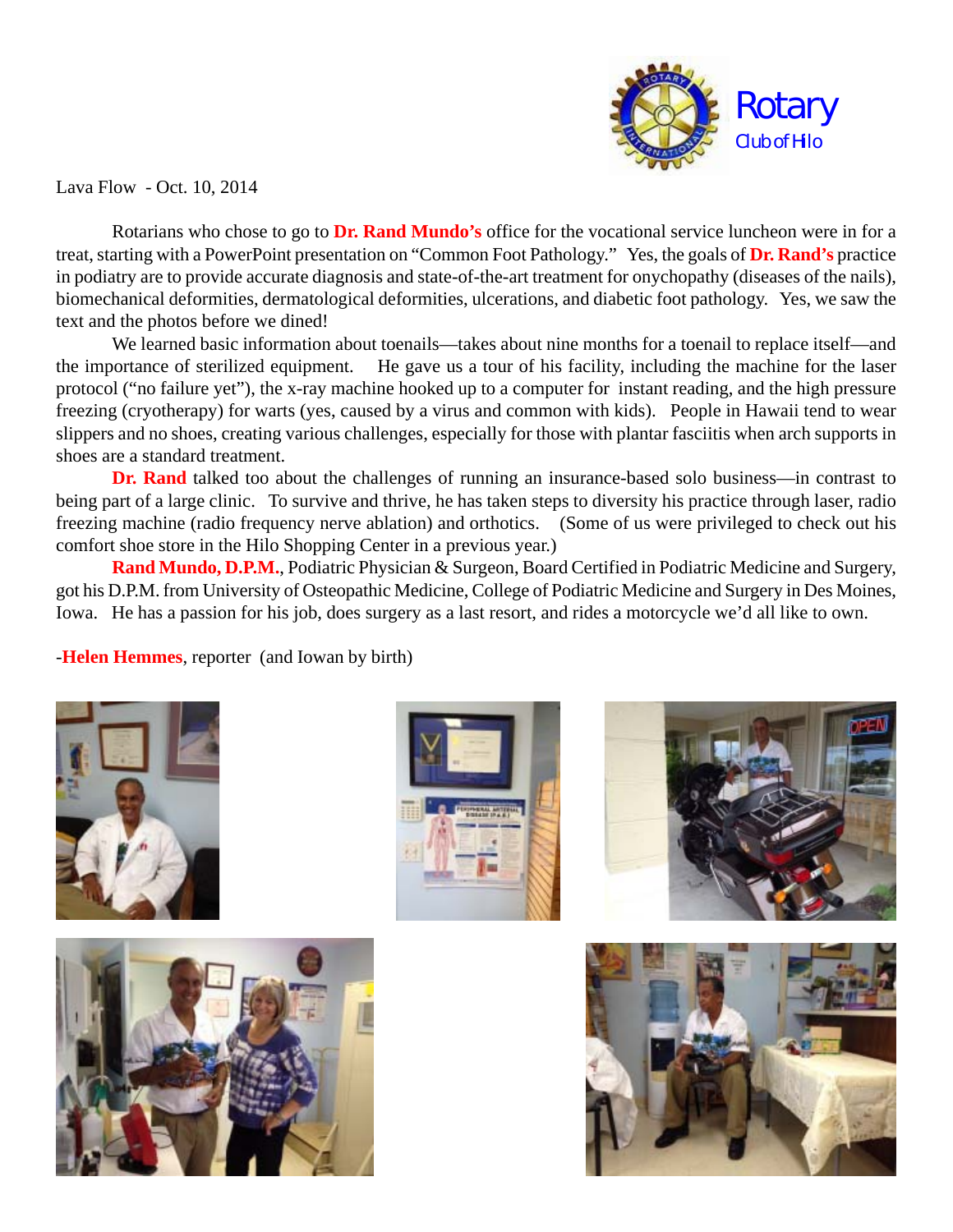Rotary
Club of Hilo

Lava Flow - Oct. 10, 2014

Rotarians who chose to go to **Dr. Rand Mundo's** office for the vocational service luncheon were in for a treat, starting with a PowerPoint presentation on "Common Foot Pathology." Yes, the goals of **Dr. Rand's** practice in podiatry are to provide accurate diagnosis and state-of-the-art treatment for onychopathy (diseases of the nails), biomechanical deformities, dermatological deformities, ulcerations, and diabetic foot pathology. Yes, we saw the text and the photos before we dined!

We learned basic information about toenails—takes about nine months for a toenail to replace itself—and the importance of sterilized equipment. He gave us a tour of his facility, including the machine for the laser protocol ("no failure yet"), the x-ray machine hooked up to a computer for instant reading, and the high pressure freezing (cryotherapy) for warts (yes, caused by a virus and common with kids). People in Hawaii tend to wear slippers and no shoes, creating various challenges, especially for those with plantar fasciitis when arch supports in shoes are a standard treatment.

**Dr. Rand** talked too about the challenges of running an insurance-based solo business—in contrast to being part of a large clinic. To survive and thrive, he has taken steps to diversity his practice through laser, radio freezing machine (radio frequency nerve ablation) and orthotics. (Some of us were privileged to check out his comfort shoe store in the Hilo Shopping Center in a previous year.)

**Rand Mundo, D.P.M.**, Podiatric Physician & Surgeon, Board Certified in Podiatric Medicine and Surgery, got his D.P.M. from University of Osteopathic Medicine, College of Podiatric Medicine and Surgery in Des Moines, Iowa. He has a passion for his job, does surgery as a last resort, and rides a motorcycle we'd all like to own.

-**Helen Hemmes**, reporter (and Iowan by birth)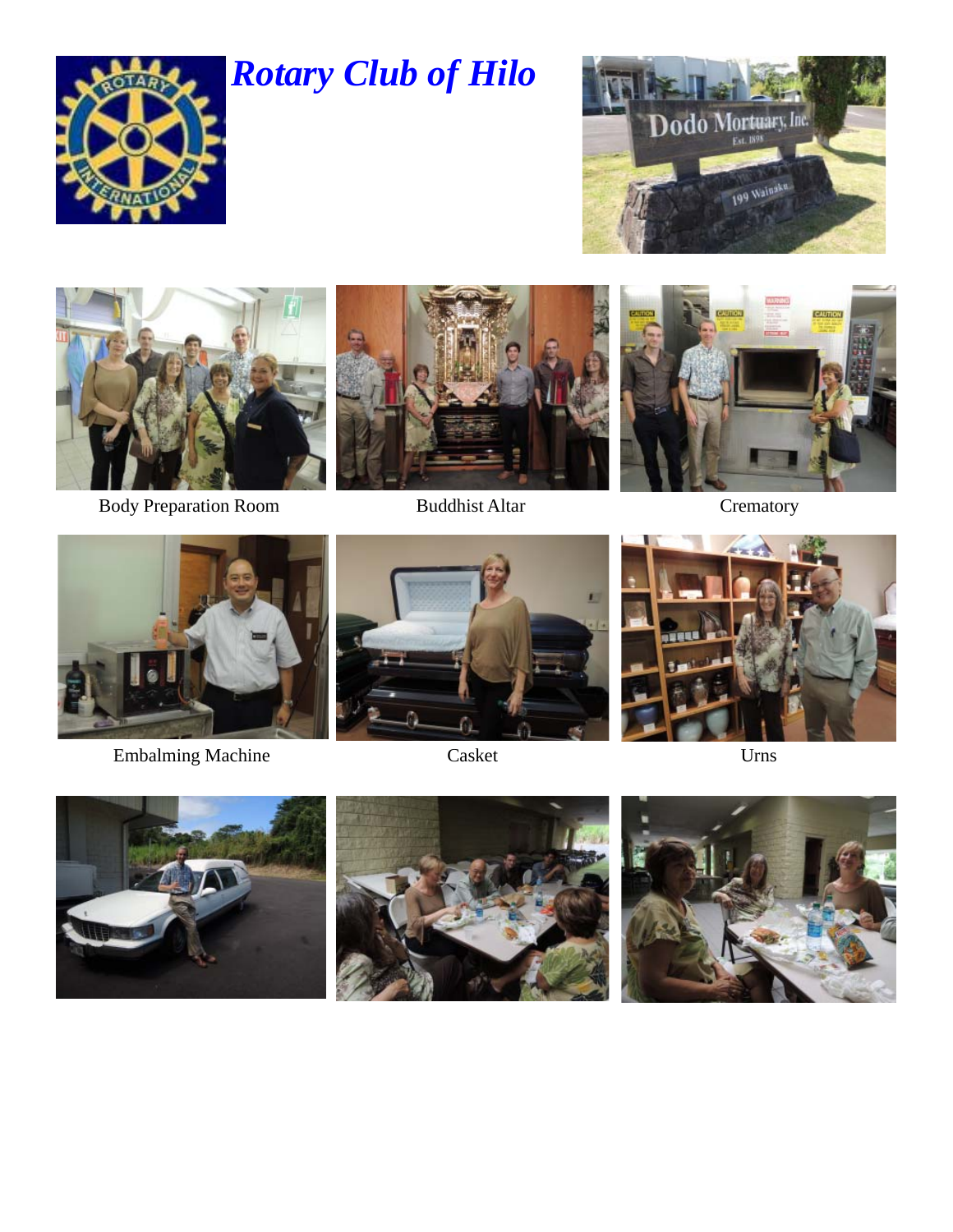# *Rotary Club of Hilo*

Body Preparation Room

Buddhist Altar

Crematory

Embalming Machine

Casket

Urns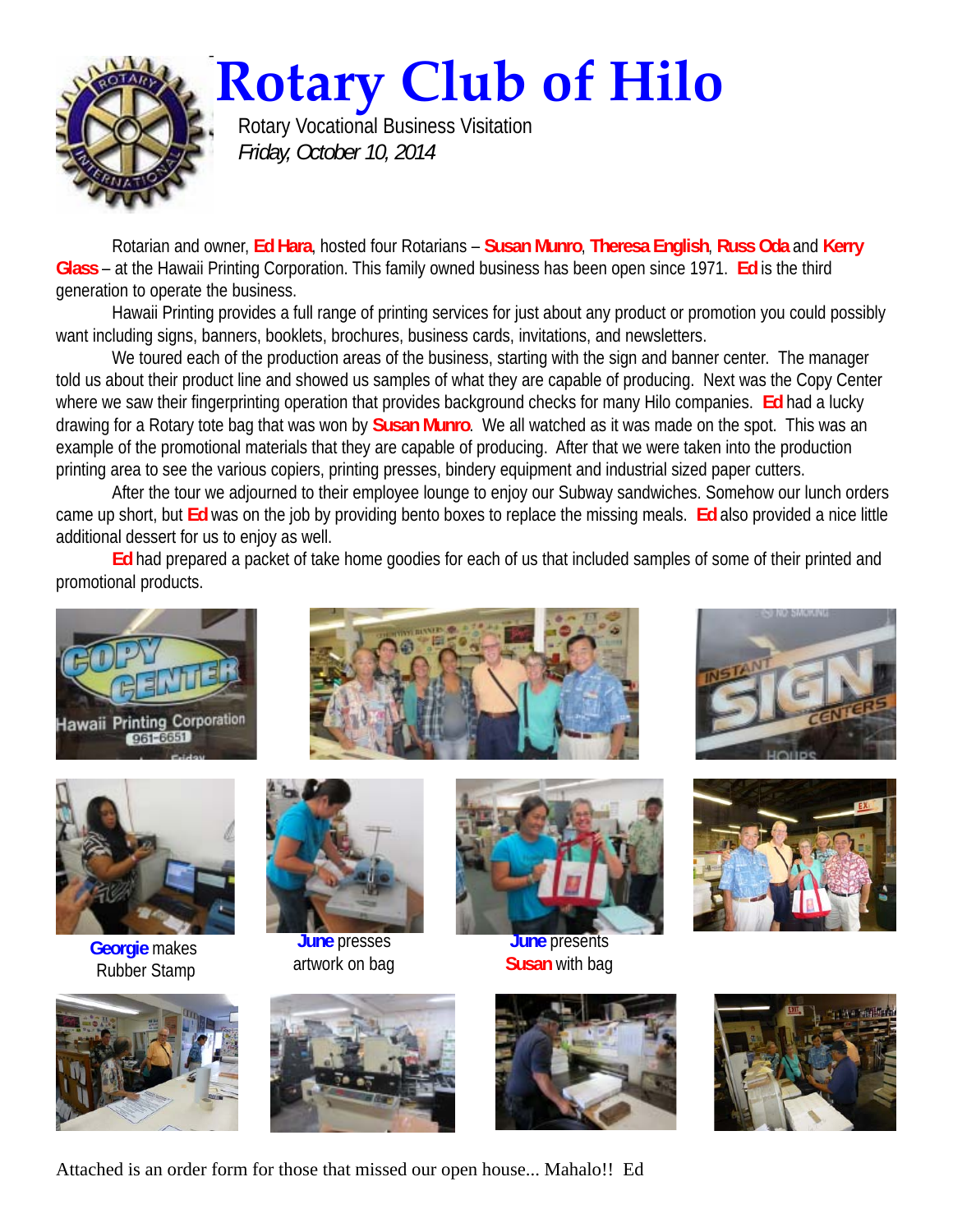# Rotary Club of Hilo

Rotary Vocational Business Visitation

*Friday, October 10, 2014*

Rotarian and owner, **Ed Hara**, hosted four Rotarians – **Susan Munro**, **Theresa English**, **Russ Oda** and **Kerry Glass** – at the Hawaii Printing Corporation. This family owned business has been open since 1971. **Ed** is the third generation to operate the business.

Hawaii Printing provides a full range of printing services for just about any product or promotion you could possibly want including signs, banners, booklets, brochures, business cards, invitations, and newsletters.

We toured each of the production areas of the business, starting with the sign and banner center. The manager told us about their product line and showed us samples of what they are capable of producing. Next was the Copy Center where we saw their fingerprinting operation that provides background checks for many Hilo companies. **Ed** had a lucky drawing for a Rotary tote bag that was won by **Susan Munro**. We all watched as it was made on the spot. This was an example of the promotional materials that they are capable of producing. After that we were taken into the production printing area to see the various copiers, printing presses, bindery equipment and industrial sized paper cutters.

After the tour we adjourned to their employee lounge to enjoy our Subway sandwiches. Somehow our lunch orders came up short, but **Ed** was on the job by providing bento boxes to replace the missing meals. **Ed** also provided a nice little additional dessert for us to enjoy as well.

**Ed** had prepared a packet of take home goodies for each of us that included samples of some of their printed and promotional products.

**Georgie** makes Rubber Stamp

**June** presses artwork on bag

**June** presents **Susan** with bag

Attached is an order form for those that missed our open house... Mahalo!! Ed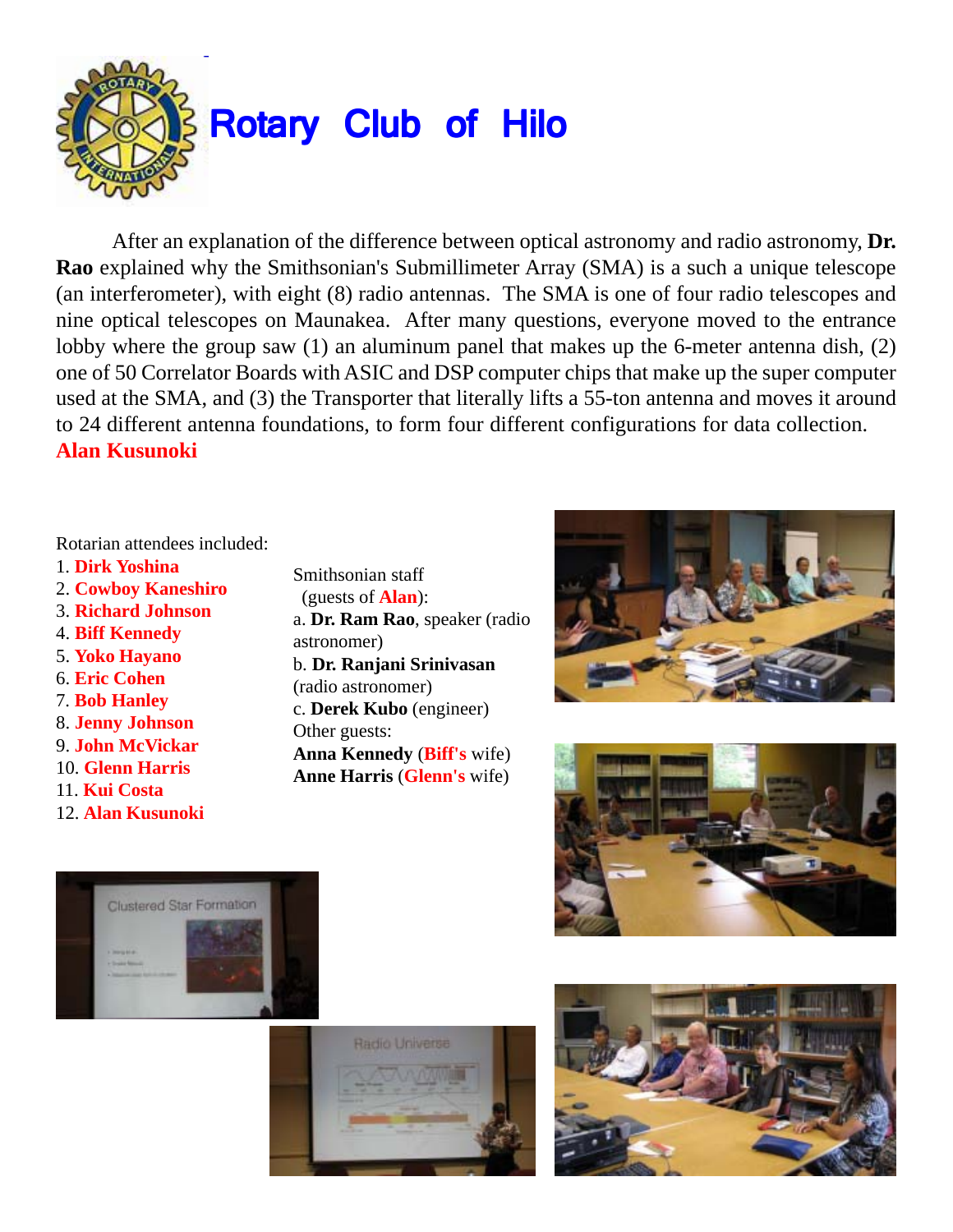# Rotary Club of Hilo

After an explanation of the difference between optical astronomy and radio astronomy, **Dr. Rao** explained why the Smithsonian's Submillimeter Array (SMA) is a such a unique telescope (an interferometer), with eight (8) radio antennas. The SMA is one of four radio telescopes and nine optical telescopes on Maunakea. After many questions, everyone moved to the entrance lobby where the group saw (1) an aluminum panel that makes up the 6-meter antenna dish, (2) one of 50 Correlator Boards with ASIC and DSP computer chips that make up the super computer used at the SMA, and (3) the Transporter that literally lifts a 55-ton antenna and moves it around to 24 different antenna foundations, to form four different configurations for data collection.

**Alan Kusunoki**

Rotarian attendees included:

1. **Dirk Yoshina**
2. **Cowboy Kaneshiro**
3. **Richard Johnson**
4. **Biff Kennedy**
5. **Yoko Hayano**
6. **Eric Cohen**
7. **Bob Hanley**
8. **Jenny Johnson**
9. **John McVickar**
10. **Glenn Harris**
11. **Kui Costa**
12. **Alan Kusunoki**

Smithsonian staff (guests of **Alan**):

a. **Dr. Ram Rao**, speaker (radio astronomer)
b. **Dr. Ranjani Srinivasan** (radio astronomer)
c. **Derek Kubo** (engineer)

Other guests:

**Anna Kennedy** (**Biff's** wife)
**Anne Harris** (**Glenn's** wife)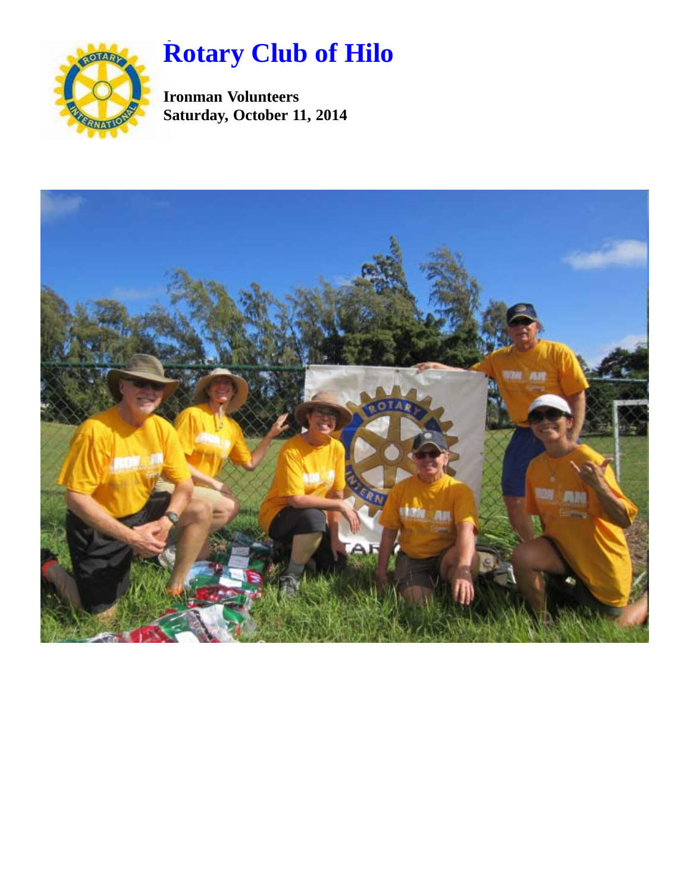# Rotary Club of Hilo

**Ironman Volunteers**
**Saturday, October 11, 2014**